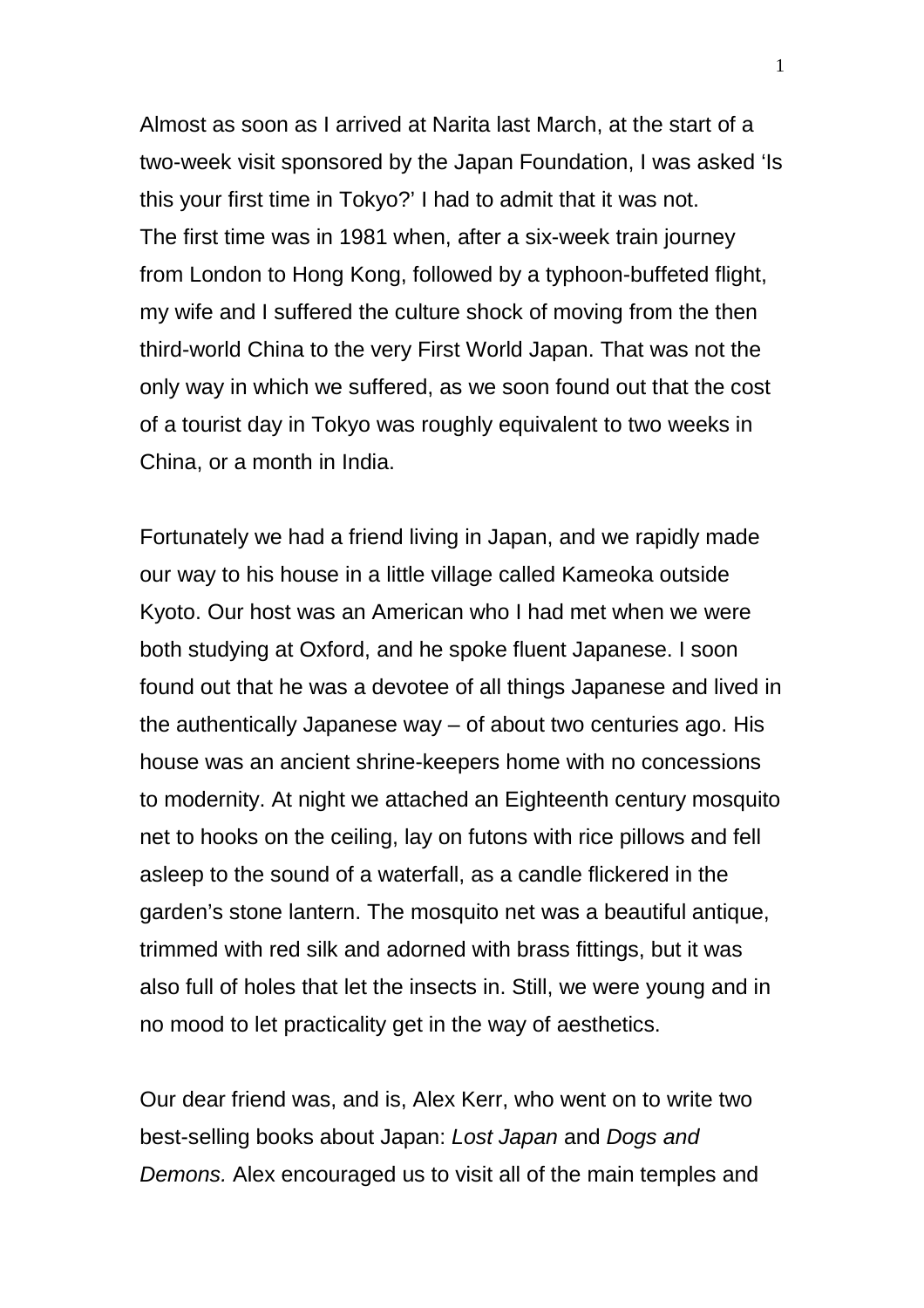Almost as soon as I arrived at Narita last March, at the start of a two-week visit sponsored by the Japan Foundation, I was asked 'Is this your first time in Tokyo?' I had to admit that it was not. The first time was in 1981 when, after a six-week train journey from London to Hong Kong, followed by a typhoon-buffeted flight, my wife and I suffered the culture shock of moving from the then third-world China to the very First World Japan. That was not the only way in which we suffered, as we soon found out that the cost of a tourist day in Tokyo was roughly equivalent to two weeks in China, or a month in India.

Fortunately we had a friend living in Japan, and we rapidly made our way to his house in a little village called Kameoka outside Kyoto. Our host was an American who I had met when we were both studying at Oxford, and he spoke fluent Japanese. I soon found out that he was a devotee of all things Japanese and lived in the authentically Japanese way – of about two centuries ago. His house was an ancient shrine-keepers home with no concessions to modernity. At night we attached an Eighteenth century mosquito net to hooks on the ceiling, lay on futons with rice pillows and fell asleep to the sound of a waterfall, as a candle flickered in the garden's stone lantern. The mosquito net was a beautiful antique, trimmed with red silk and adorned with brass fittings, but it was also full of holes that let the insects in. Still, we were young and in no mood to let practicality get in the way of aesthetics.

Our dear friend was, and is, Alex Kerr, who went on to write two best-selling books about Japan: *Lost Japan* and *Dogs and Demons.* Alex encouraged us to visit all of the main temples and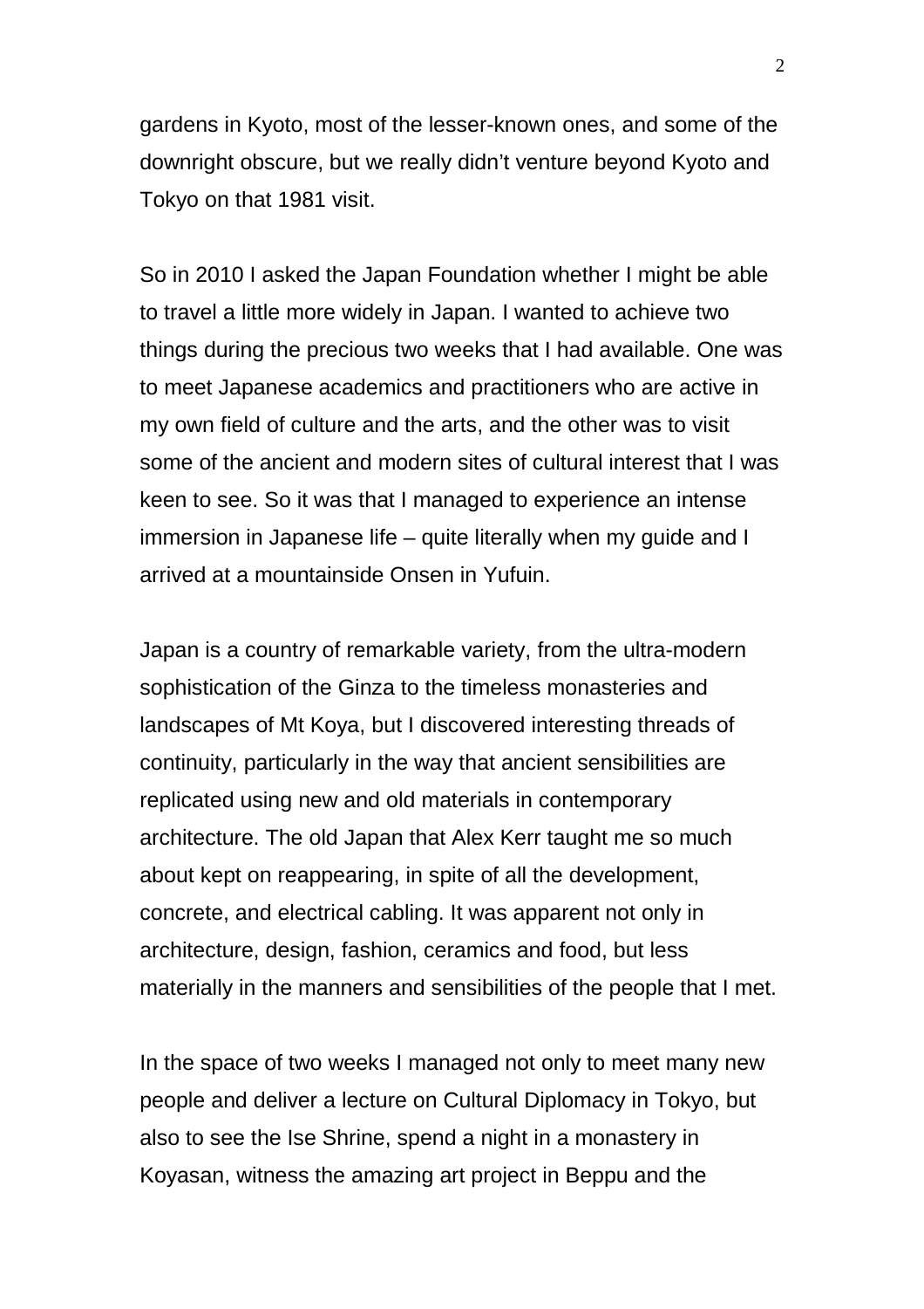gardens in Kyoto, most of the lesser-known ones, and some of the downright obscure, but we really didn't venture beyond Kyoto and Tokyo on that 1981 visit.

So in 2010 I asked the Japan Foundation whether I might be able to travel a little more widely in Japan. I wanted to achieve two things during the precious two weeks that I had available. One was to meet Japanese academics and practitioners who are active in my own field of culture and the arts, and the other was to visit some of the ancient and modern sites of cultural interest that I was keen to see. So it was that I managed to experience an intense immersion in Japanese life – quite literally when my guide and I arrived at a mountainside Onsen in Yufuin.

Japan is a country of remarkable variety, from the ultra-modern sophistication of the Ginza to the timeless monasteries and landscapes of Mt Koya, but I discovered interesting threads of continuity, particularly in the way that ancient sensibilities are replicated using new and old materials in contemporary architecture. The old Japan that Alex Kerr taught me so much about kept on reappearing, in spite of all the development, concrete, and electrical cabling. It was apparent not only in architecture, design, fashion, ceramics and food, but less materially in the manners and sensibilities of the people that I met.

In the space of two weeks I managed not only to meet many new people and deliver a lecture on Cultural Diplomacy in Tokyo, but also to see the Ise Shrine, spend a night in a monastery in Koyasan, witness the amazing art project in Beppu and the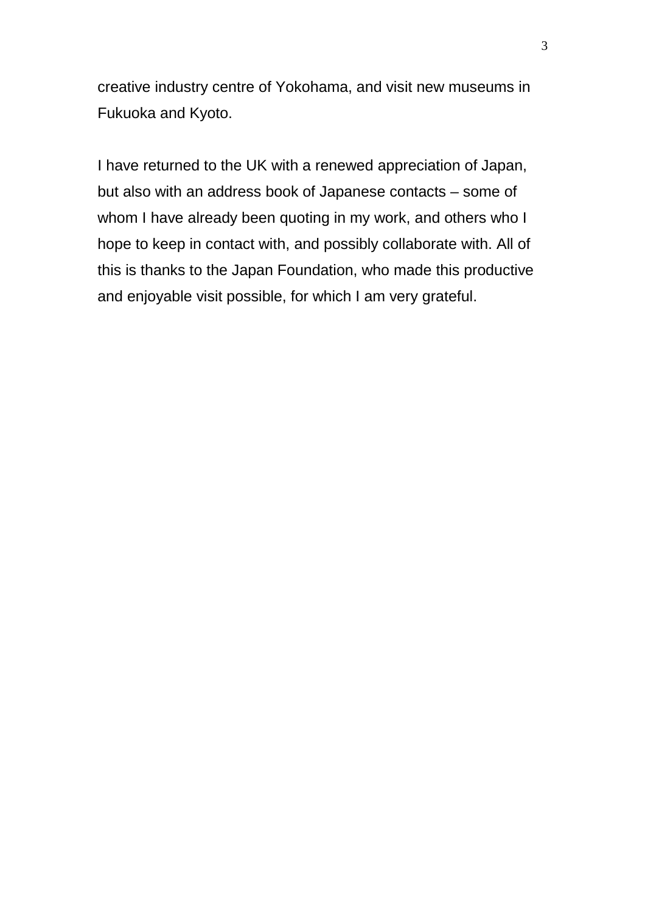creative industry centre of Yokohama, and visit new museums in Fukuoka and Kyoto.

I have returned to the UK with a renewed appreciation of Japan, but also with an address book of Japanese contacts – some of whom I have already been quoting in my work, and others who I hope to keep in contact with, and possibly collaborate with. All of this is thanks to the Japan Foundation, who made this productive and enjoyable visit possible, for which I am very grateful.